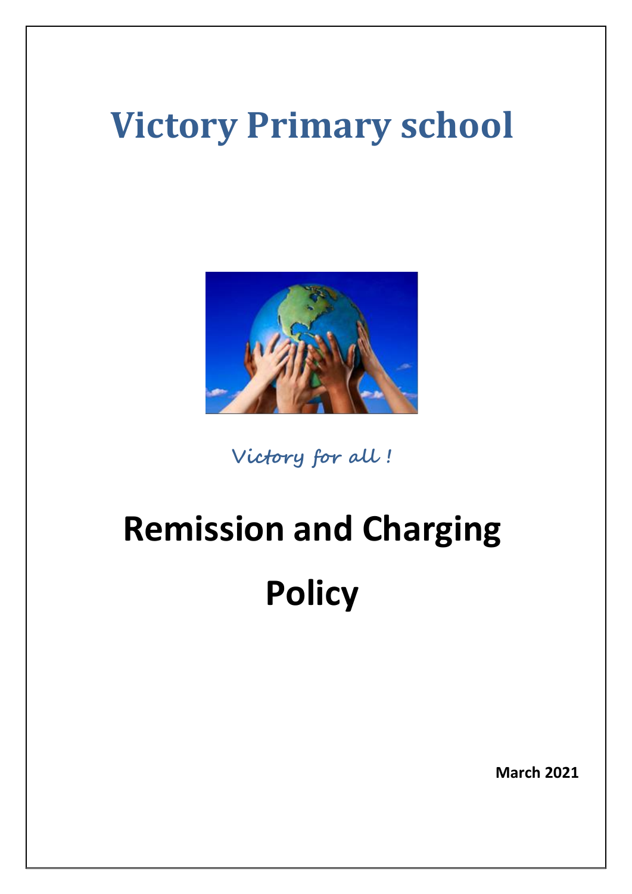# Victory Primary school

*Victory for all !*

# Remission and Charging Policy

**March 2021**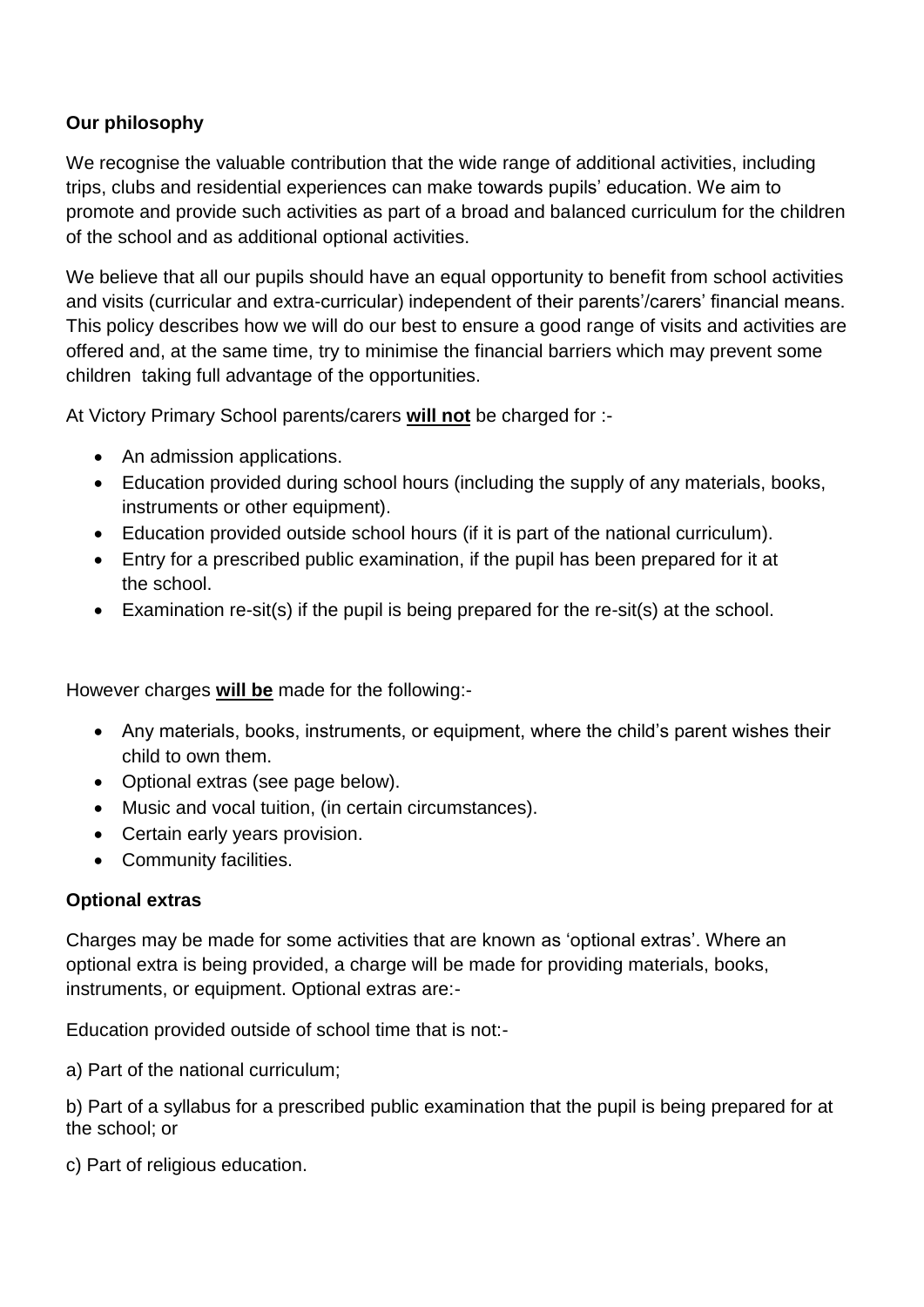**Our philosophy**

We recognise the valuable contribution that the wide range of additional activities, including trips, clubs and residential experiences can make towards pupils' education. We aim to promote and provide such activities as part of a broad and balanced curriculum for the children of the school and as additional optional activities.

We believe that all our pupils should have an equal opportunity to benefit from school activities and visits (curricular and extra-curricular) independent of their parents'/carers' financial means. This policy describes how we will do our best to ensure a good range of visits and activities are offered and, at the same time, try to minimise the financial barriers which may prevent some children taking full advantage of the opportunities.

At Victory Primary School parents/carers **will not** be charged for :-

- An admission applications.
- Education provided during school hours (including the supply of any materials, books, instruments or other equipment).
- Education provided outside school hours (if it is part of the national curriculum).
- Entry for a prescribed public examination, if the pupil has been prepared for it at the school.
- Examination re-sit(s) if the pupil is being prepared for the re-sit(s) at the school.

However charges **will be** made for the following:-

- Any materials, books, instruments, or equipment, where the child's parent wishes their child to own them.
- Optional extras (see page below).
- Music and vocal tuition, (in certain circumstances).
- Certain early years provision.
- Community facilities.

**Optional extras**

Charges may be made for some activities that are known as 'optional extras'. Where an optional extra is being provided, a charge will be made for providing materials, books, instruments, or equipment. Optional extras are:-

Education provided outside of school time that is not:-

a) Part of the national curriculum;

b) Part of a syllabus for a prescribed public examination that the pupil is being prepared for at the school; or

c) Part of religious education.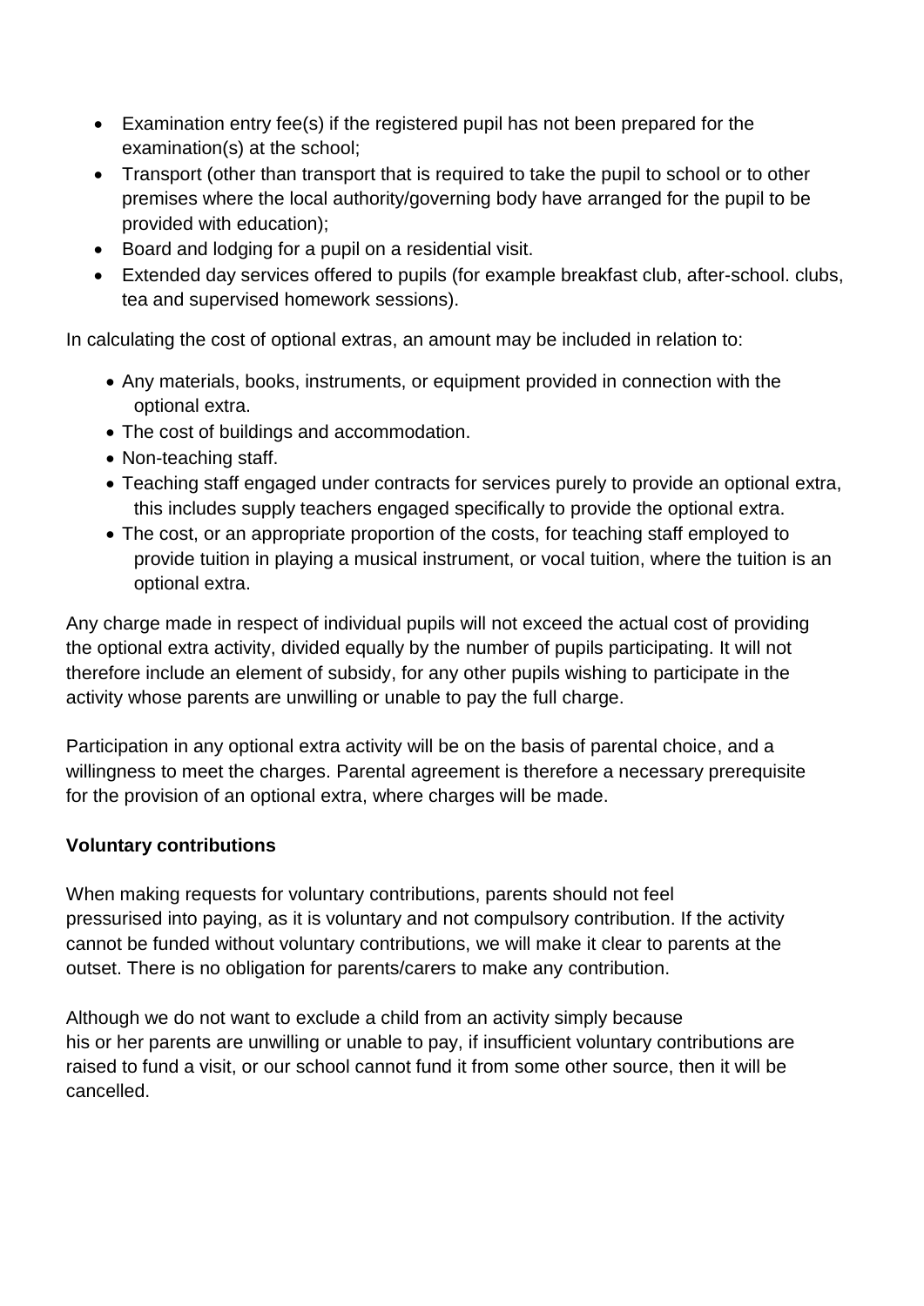- Examination entry fee(s) if the registered pupil has not been prepared for the examination(s) at the school;
- Transport (other than transport that is required to take the pupil to school or to other premises where the local authority/governing body have arranged for the pupil to be provided with education);
- Board and lodging for a pupil on a residential visit.
- Extended day services offered to pupils (for example breakfast club, after-school. clubs, tea and supervised homework sessions).

In calculating the cost of optional extras, an amount may be included in relation to:

- Any materials, books, instruments, or equipment provided in connection with the optional extra.
- The cost of buildings and accommodation.
- Non-teaching staff.
- Teaching staff engaged under contracts for services purely to provide an optional extra, this includes supply teachers engaged specifically to provide the optional extra.
- The cost, or an appropriate proportion of the costs, for teaching staff employed to provide tuition in playing a musical instrument, or vocal tuition, where the tuition is an optional extra.

Any charge made in respect of individual pupils will not exceed the actual cost of providing the optional extra activity, divided equally by the number of pupils participating. It will not therefore include an element of subsidy, for any other pupils wishing to participate in the activity whose parents are unwilling or unable to pay the full charge.

Participation in any optional extra activity will be on the basis of parental choice, and a willingness to meet the charges. Parental agreement is therefore a necessary prerequisite for the provision of an optional extra, where charges will be made.

**Voluntary contributions**

When making requests for voluntary contributions, parents should not feel pressurised into paying, as it is voluntary and not compulsory contribution. If the activity cannot be funded without voluntary contributions, we will make it clear to parents at the outset. There is no obligation for parents/carers to make any contribution.

Although we do not want to exclude a child from an activity simply because his or her parents are unwilling or unable to pay, if insufficient voluntary contributions are raised to fund a visit, or our school cannot fund it from some other source, then it will be cancelled.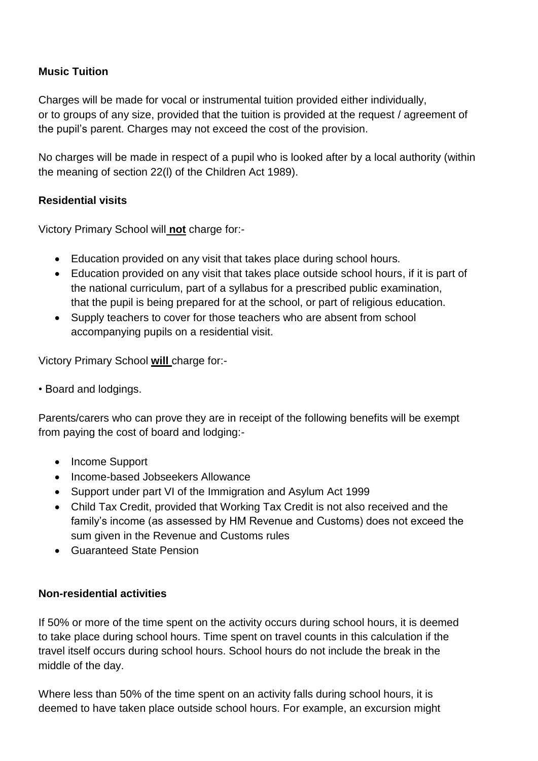**Music Tuition**

Charges will be made for vocal or instrumental tuition provided either individually, or to groups of any size, provided that the tuition is provided at the request / agreement of the pupil's parent. Charges may not exceed the cost of the provision.

No charges will be made in respect of a pupil who is looked after by a local authority (within the meaning of section 22(l) of the Children Act 1989).

**Residential visits**

Victory Primary School will **not** charge for:-

- Education provided on any visit that takes place during school hours.
- Education provided on any visit that takes place outside school hours, if it is part of the national curriculum, part of a syllabus for a prescribed public examination, that the pupil is being prepared for at the school, or part of religious education.
- Supply teachers to cover for those teachers who are absent from school accompanying pupils on a residential visit.

Victory Primary School **will** charge for:-

• Board and lodgings.

Parents/carers who can prove they are in receipt of the following benefits will be exempt from paying the cost of board and lodging:-

- Income Support
- Income-based Jobseekers Allowance
- Support under part VI of the Immigration and Asylum Act 1999
- Child Tax Credit, provided that Working Tax Credit is not also received and the family's income (as assessed by HM Revenue and Customs) does not exceed the sum given in the Revenue and Customs rules
- Guaranteed State Pension

**Non-residential activities**

If 50% or more of the time spent on the activity occurs during school hours, it is deemed to take place during school hours. Time spent on travel counts in this calculation if the travel itself occurs during school hours. School hours do not include the break in the middle of the day.

Where less than 50% of the time spent on an activity falls during school hours, it is deemed to have taken place outside school hours. For example, an excursion might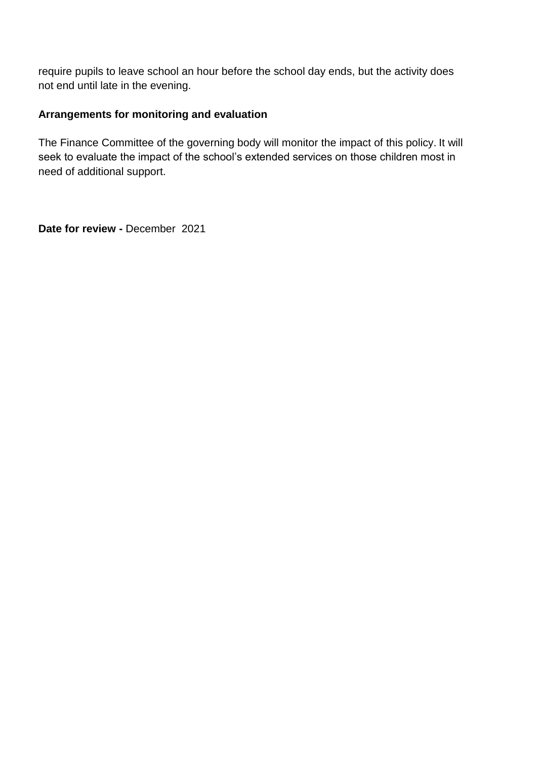require pupils to leave school an hour before the school day ends, but the activity does not end until late in the evening.

**Arrangements for monitoring and evaluation**

The Finance Committee of the governing body will monitor the impact of this policy. It will seek to evaluate the impact of the school's extended services on those children most in need of additional support.

**Date for review -** December 2021